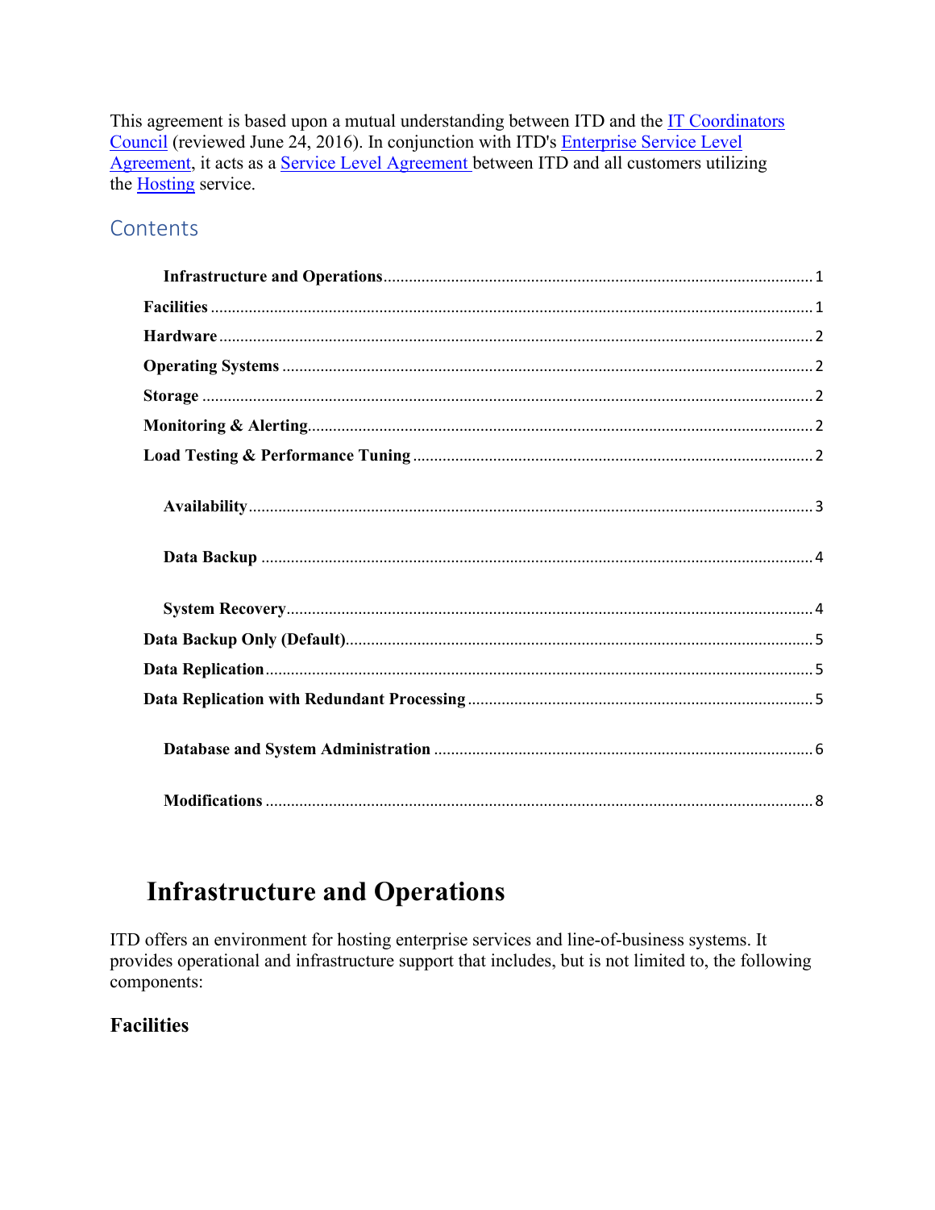This agreement is based upon a mutual understanding between ITD and the IT Coordinators Council (reviewed June 24, 2016). In conjunction with ITD's Enterprise Service Level Agreement, it acts as a Service Level Agreement between ITD and all customers utilizing the Hosting service.

## Contents

- **Infrastructure and Operations** .......... 1
  - **Facilities** .......... 1
  - **Hardware** .......... 2
  - **Operating Systems** .......... 2
  - **Storage** .......... 2
  - **Monitoring & Alerting** .......... 2
  - **Load Testing & Performance Tuning** .......... 2
- **Availability** .......... 3
- **Data Backup** .......... 4
- **System Recovery** .......... 4
  - **Data Backup Only (Default)** .......... 5
  - **Data Replication** .......... 5
  - **Data Replication with Redundant Processing** .......... 5
- **Database and System Administration** .......... 6
- **Modifications** .......... 8

# Infrastructure and Operations

ITD offers an environment for hosting enterprise services and line-of-business systems. It provides operational and infrastructure support that includes, but is not limited to, the following components:

## Facilities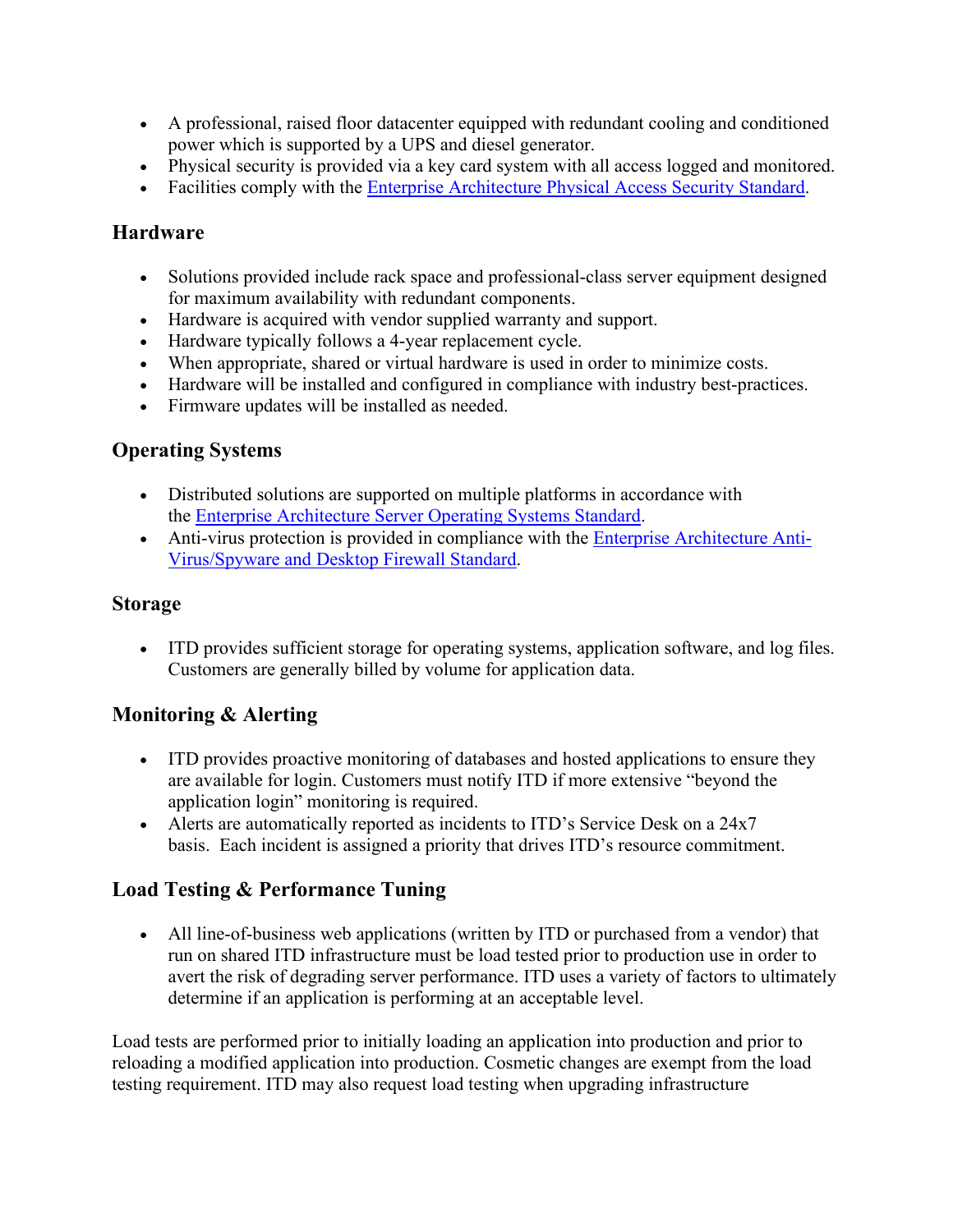- A professional, raised floor datacenter equipped with redundant cooling and conditioned power which is supported by a UPS and diesel generator.
- Physical security is provided via a key card system with all access logged and monitored.
- Facilities comply with the Enterprise Architecture Physical Access Security Standard.

## Hardware

- Solutions provided include rack space and professional-class server equipment designed for maximum availability with redundant components.
- Hardware is acquired with vendor supplied warranty and support.
- Hardware typically follows a 4-year replacement cycle.
- When appropriate, shared or virtual hardware is used in order to minimize costs.
- Hardware will be installed and configured in compliance with industry best-practices.
- Firmware updates will be installed as needed.

## Operating Systems

- Distributed solutions are supported on multiple platforms in accordance with the Enterprise Architecture Server Operating Systems Standard.
- Anti-virus protection is provided in compliance with the Enterprise Architecture Anti-Virus/Spyware and Desktop Firewall Standard.

## Storage

- ITD provides sufficient storage for operating systems, application software, and log files. Customers are generally billed by volume for application data.

## Monitoring & Alerting

- ITD provides proactive monitoring of databases and hosted applications to ensure they are available for login. Customers must notify ITD if more extensive "beyond the application login" monitoring is required.
- Alerts are automatically reported as incidents to ITD's Service Desk on a 24x7 basis. Each incident is assigned a priority that drives ITD's resource commitment.

## Load Testing & Performance Tuning

- All line-of-business web applications (written by ITD or purchased from a vendor) that run on shared ITD infrastructure must be load tested prior to production use in order to avert the risk of degrading server performance. ITD uses a variety of factors to ultimately determine if an application is performing at an acceptable level.

Load tests are performed prior to initially loading an application into production and prior to reloading a modified application into production. Cosmetic changes are exempt from the load testing requirement. ITD may also request load testing when upgrading infrastructure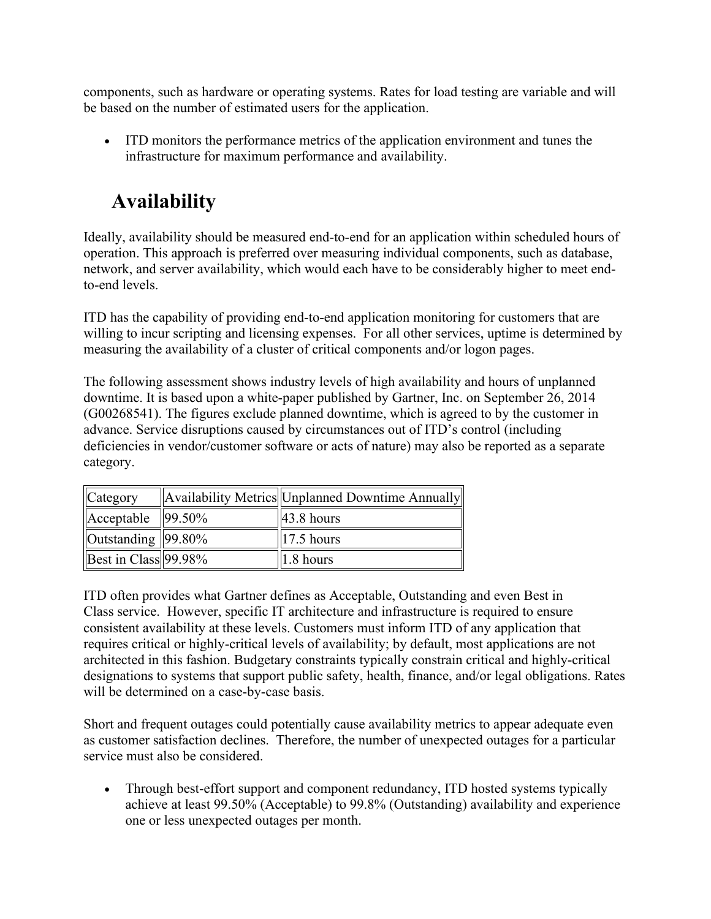components, such as hardware or operating systems. Rates for load testing are variable and will be based on the number of estimated users for the application.

- ITD monitors the performance metrics of the application environment and tunes the infrastructure for maximum performance and availability.

## Availability

Ideally, availability should be measured end-to-end for an application within scheduled hours of operation. This approach is preferred over measuring individual components, such as database, network, and server availability, which would each have to be considerably higher to meet end-to-end levels.

ITD has the capability of providing end-to-end application monitoring for customers that are willing to incur scripting and licensing expenses. For all other services, uptime is determined by measuring the availability of a cluster of critical components and/or logon pages.

The following assessment shows industry levels of high availability and hours of unplanned downtime. It is based upon a white-paper published by Gartner, Inc. on September 26, 2014 (G00268541). The figures exclude planned downtime, which is agreed to by the customer in advance. Service disruptions caused by circumstances out of ITD's control (including deficiencies in vendor/customer software or acts of nature) may also be reported as a separate category.

| Category | Availability Metrics | Unplanned Downtime Annually |
|---|---|---|
| Acceptable | 99.50% | 43.8 hours |
| Outstanding | 99.80% | 17.5 hours |
| Best in Class | 99.98% | 1.8 hours |

ITD often provides what Gartner defines as Acceptable, Outstanding and even Best in Class service. However, specific IT architecture and infrastructure is required to ensure consistent availability at these levels. Customers must inform ITD of any application that requires critical or highly-critical levels of availability; by default, most applications are not architected in this fashion. Budgetary constraints typically constrain critical and highly-critical designations to systems that support public safety, health, finance, and/or legal obligations. Rates will be determined on a case-by-case basis.

Short and frequent outages could potentially cause availability metrics to appear adequate even as customer satisfaction declines. Therefore, the number of unexpected outages for a particular service must also be considered.

- Through best-effort support and component redundancy, ITD hosted systems typically achieve at least 99.50% (Acceptable) to 99.8% (Outstanding) availability and experience one or less unexpected outages per month.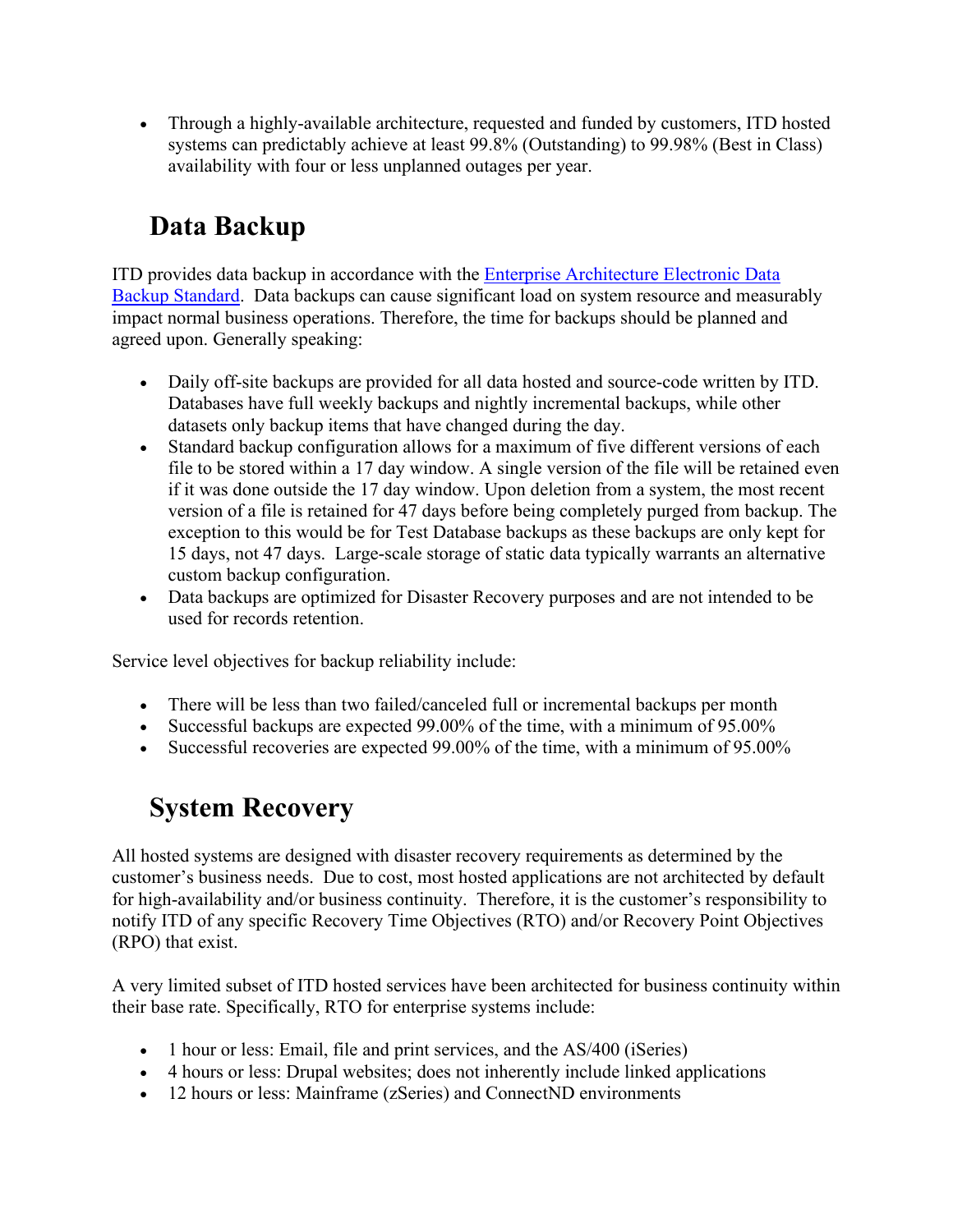- Through a highly-available architecture, requested and funded by customers, ITD hosted systems can predictably achieve at least 99.8% (Outstanding) to 99.98% (Best in Class) availability with four or less unplanned outages per year.

## Data Backup

ITD provides data backup in accordance with the [Enterprise Architecture Electronic Data Backup Standard](). Data backups can cause significant load on system resource and measurably impact normal business operations. Therefore, the time for backups should be planned and agreed upon. Generally speaking:

- Daily off-site backups are provided for all data hosted and source-code written by ITD. Databases have full weekly backups and nightly incremental backups, while other datasets only backup items that have changed during the day.
- Standard backup configuration allows for a maximum of five different versions of each file to be stored within a 17 day window. A single version of the file will be retained even if it was done outside the 17 day window. Upon deletion from a system, the most recent version of a file is retained for 47 days before being completely purged from backup. The exception to this would be for Test Database backups as these backups are only kept for 15 days, not 47 days. Large-scale storage of static data typically warrants an alternative custom backup configuration.
- Data backups are optimized for Disaster Recovery purposes and are not intended to be used for records retention.

Service level objectives for backup reliability include:

- There will be less than two failed/canceled full or incremental backups per month
- Successful backups are expected 99.00% of the time, with a minimum of 95.00%
- Successful recoveries are expected 99.00% of the time, with a minimum of 95.00%

## System Recovery

All hosted systems are designed with disaster recovery requirements as determined by the customer's business needs. Due to cost, most hosted applications are not architected by default for high-availability and/or business continuity. Therefore, it is the customer's responsibility to notify ITD of any specific Recovery Time Objectives (RTO) and/or Recovery Point Objectives (RPO) that exist.

A very limited subset of ITD hosted services have been architected for business continuity within their base rate. Specifically, RTO for enterprise systems include:

- 1 hour or less: Email, file and print services, and the AS/400 (iSeries)
- 4 hours or less: Drupal websites; does not inherently include linked applications
- 12 hours or less: Mainframe (zSeries) and ConnectND environments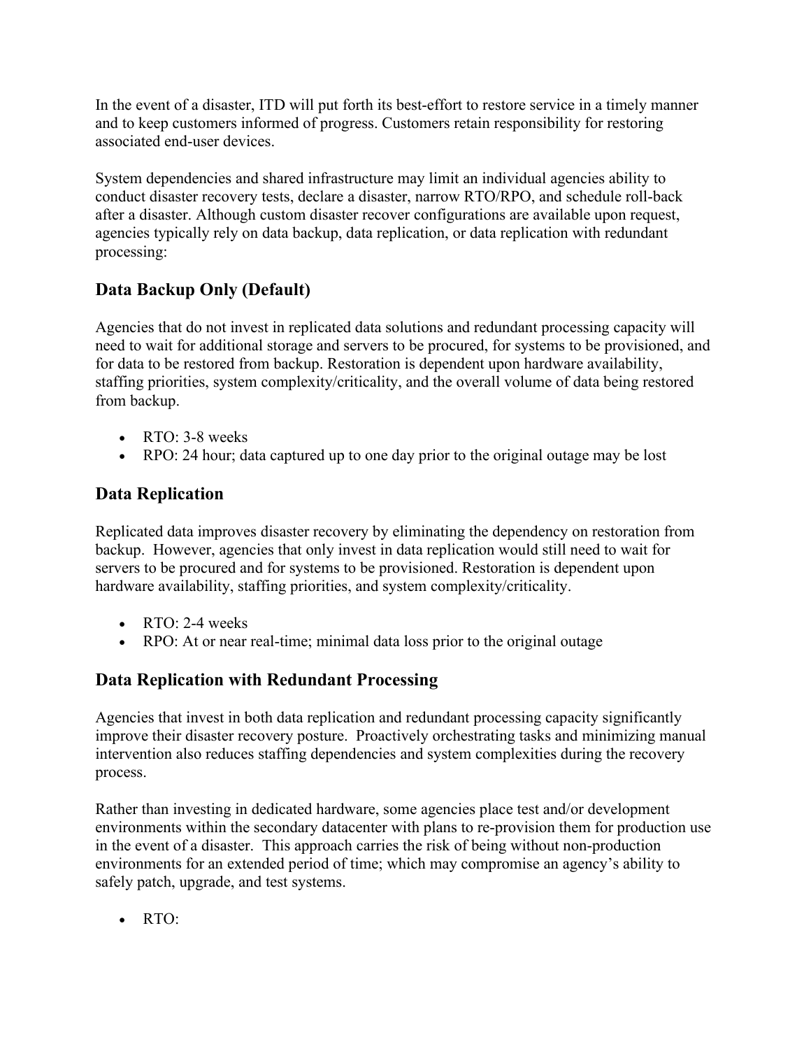In the event of a disaster, ITD will put forth its best-effort to restore service in a timely manner and to keep customers informed of progress. Customers retain responsibility for restoring associated end-user devices.

System dependencies and shared infrastructure may limit an individual agencies ability to conduct disaster recovery tests, declare a disaster, narrow RTO/RPO, and schedule roll-back after a disaster. Although custom disaster recover configurations are available upon request, agencies typically rely on data backup, data replication, or data replication with redundant processing:

## Data Backup Only (Default)

Agencies that do not invest in replicated data solutions and redundant processing capacity will need to wait for additional storage and servers to be procured, for systems to be provisioned, and for data to be restored from backup. Restoration is dependent upon hardware availability, staffing priorities, system complexity/criticality, and the overall volume of data being restored from backup.

- RTO: 3-8 weeks
- RPO: 24 hour; data captured up to one day prior to the original outage may be lost

## Data Replication

Replicated data improves disaster recovery by eliminating the dependency on restoration from backup. However, agencies that only invest in data replication would still need to wait for servers to be procured and for systems to be provisioned. Restoration is dependent upon hardware availability, staffing priorities, and system complexity/criticality.

- RTO: 2-4 weeks
- RPO: At or near real-time; minimal data loss prior to the original outage

## Data Replication with Redundant Processing

Agencies that invest in both data replication and redundant processing capacity significantly improve their disaster recovery posture. Proactively orchestrating tasks and minimizing manual intervention also reduces staffing dependencies and system complexities during the recovery process.

Rather than investing in dedicated hardware, some agencies place test and/or development environments within the secondary datacenter with plans to re-provision them for production use in the event of a disaster. This approach carries the risk of being without non-production environments for an extended period of time; which may compromise an agency's ability to safely patch, upgrade, and test systems.

- RTO: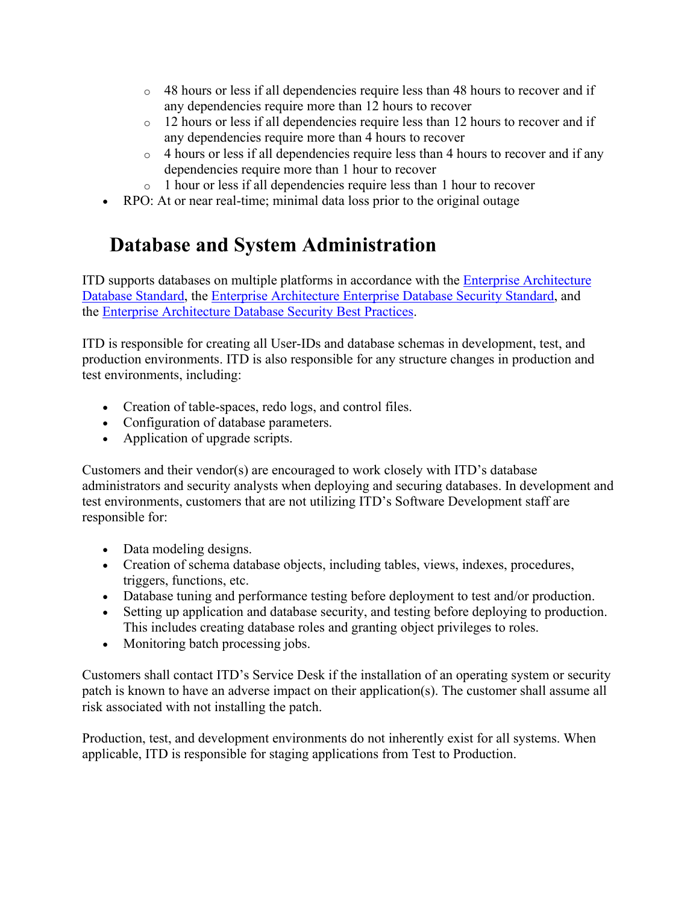- 48 hours or less if all dependencies require less than 48 hours to recover and if any dependencies require more than 12 hours to recover
  - 12 hours or less if all dependencies require less than 12 hours to recover and if any dependencies require more than 4 hours to recover
  - 4 hours or less if all dependencies require less than 4 hours to recover and if any dependencies require more than 1 hour to recover
  - 1 hour or less if all dependencies require less than 1 hour to recover
- RPO: At or near real-time; minimal data loss prior to the original outage

## Database and System Administration

ITD supports databases on multiple platforms in accordance with the Enterprise Architecture Database Standard, the Enterprise Architecture Enterprise Database Security Standard, and the Enterprise Architecture Database Security Best Practices.

ITD is responsible for creating all User-IDs and database schemas in development, test, and production environments. ITD is also responsible for any structure changes in production and test environments, including:

- Creation of table-spaces, redo logs, and control files.
- Configuration of database parameters.
- Application of upgrade scripts.

Customers and their vendor(s) are encouraged to work closely with ITD's database administrators and security analysts when deploying and securing databases. In development and test environments, customers that are not utilizing ITD's Software Development staff are responsible for:

- Data modeling designs.
- Creation of schema database objects, including tables, views, indexes, procedures, triggers, functions, etc.
- Database tuning and performance testing before deployment to test and/or production.
- Setting up application and database security, and testing before deploying to production. This includes creating database roles and granting object privileges to roles.
- Monitoring batch processing jobs.

Customers shall contact ITD's Service Desk if the installation of an operating system or security patch is known to have an adverse impact on their application(s). The customer shall assume all risk associated with not installing the patch.

Production, test, and development environments do not inherently exist for all systems. When applicable, ITD is responsible for staging applications from Test to Production.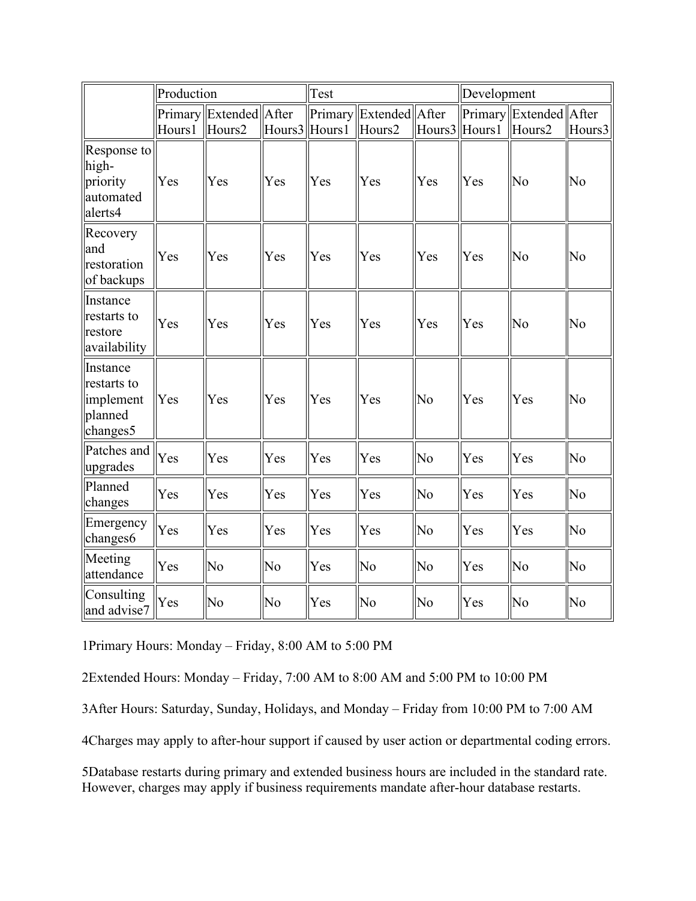| | Production | | | Test | | | Development | | |
|---|---|---|---|---|---|---|---|---|---|
| | Primary Hours1 | Extended Hours2 | After Hours3 | Primary Hours1 | Extended Hours2 | After Hours3 | Primary Hours1 | Extended Hours2 | After Hours3 |
| Response to high-priority automated alerts4 | Yes | Yes | Yes | Yes | Yes | Yes | Yes | No | No |
| Recovery and restoration of backups | Yes | Yes | Yes | Yes | Yes | Yes | Yes | No | No |
| Instance restarts to restore availability | Yes | Yes | Yes | Yes | Yes | Yes | Yes | No | No |
| Instance restarts to implement planned changes5 | Yes | Yes | Yes | Yes | Yes | No | Yes | Yes | No |
| Patches and upgrades | Yes | Yes | Yes | Yes | Yes | No | Yes | Yes | No |
| Planned changes | Yes | Yes | Yes | Yes | Yes | No | Yes | Yes | No |
| Emergency changes6 | Yes | Yes | Yes | Yes | Yes | No | Yes | Yes | No |
| Meeting attendance | Yes | No | No | Yes | No | No | Yes | No | No |
| Consulting and advise7 | Yes | No | No | Yes | No | No | Yes | No | No |

1Primary Hours: Monday – Friday, 8:00 AM to 5:00 PM

2Extended Hours: Monday – Friday, 7:00 AM to 8:00 AM and 5:00 PM to 10:00 PM

3After Hours: Saturday, Sunday, Holidays, and Monday – Friday from 10:00 PM to 7:00 AM

4Charges may apply to after-hour support if caused by user action or departmental coding errors.

5Database restarts during primary and extended business hours are included in the standard rate. However, charges may apply if business requirements mandate after-hour database restarts.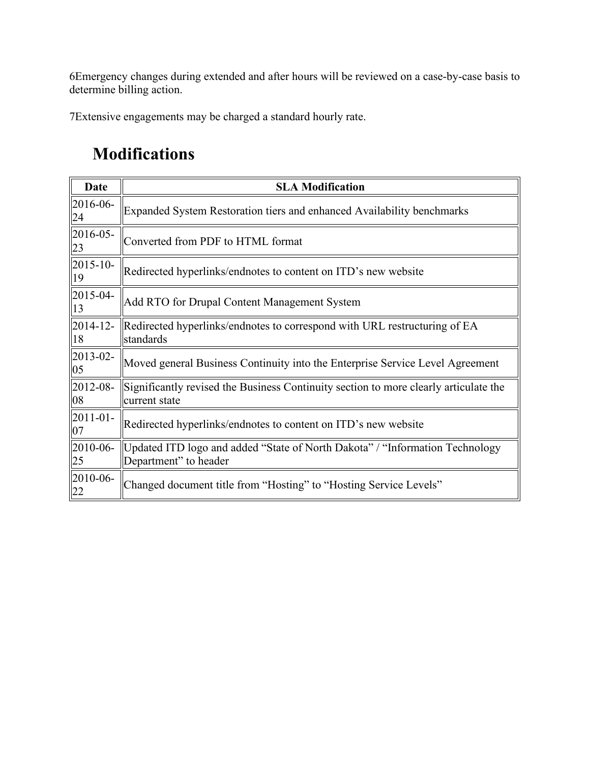[6]Emergency changes during extended and after hours will be reviewed on a case-by-case basis to determine billing action.

[7]Extensive engagements may be charged a standard hourly rate.

## Modifications

| Date | SLA Modification |
|---|---|
| 2016-06-24 | Expanded System Restoration tiers and enhanced Availability benchmarks |
| 2016-05-23 | Converted from PDF to HTML format |
| 2015-10-19 | Redirected hyperlinks/endnotes to content on ITD's new website |
| 2015-04-13 | Add RTO for Drupal Content Management System |
| 2014-12-18 | Redirected hyperlinks/endnotes to correspond with URL restructuring of EA standards |
| 2013-02-05 | Moved general Business Continuity into the Enterprise Service Level Agreement |
| 2012-08-08 | Significantly revised the Business Continuity section to more clearly articulate the current state |
| 2011-01-07 | Redirected hyperlinks/endnotes to content on ITD's new website |
| 2010-06-25 | Updated ITD logo and added "State of North Dakota" / "Information Technology Department" to header |
| 2010-06-22 | Changed document title from "Hosting" to "Hosting Service Levels" |